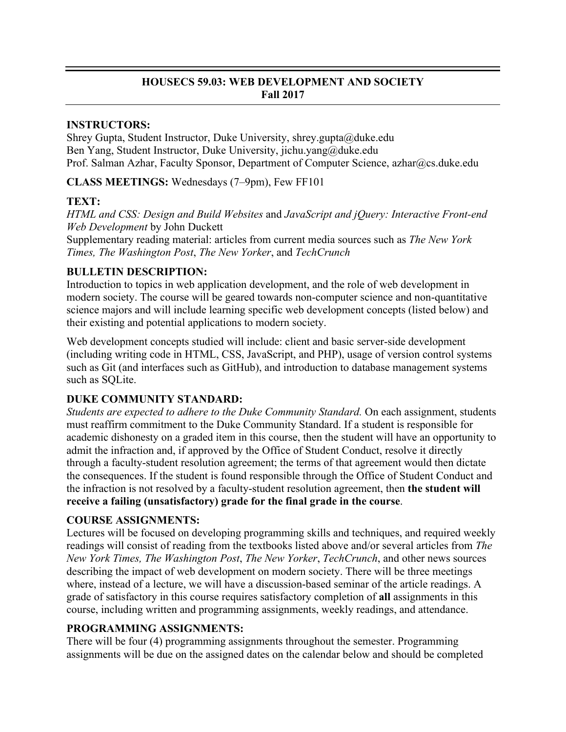# HOUSECS 59.03: WEB DEVELOPMENT AND SOCIETY
**Fall 2017**

**INSTRUCTORS:**
Shrey Gupta, Student Instructor, Duke University, shrey.gupta@duke.edu
Ben Yang, Student Instructor, Duke University, jichu.yang@duke.edu
Prof. Salman Azhar, Faculty Sponsor, Department of Computer Science, azhar@cs.duke.edu

**CLASS MEETINGS:** Wednesdays (7–9pm), Few FF101

**TEXT:**
*HTML and CSS: Design and Build Websites* and *JavaScript and jQuery: Interactive Front-end Web Development* by John Duckett
Supplementary reading material: articles from current media sources such as *The New York Times, The Washington Post*, *The New Yorker*, and *TechCrunch*

**BULLETIN DESCRIPTION:**
Introduction to topics in web application development, and the role of web development in modern society. The course will be geared towards non-computer science and non-quantitative science majors and will include learning specific web development concepts (listed below) and their existing and potential applications to modern society.

Web development concepts studied will include: client and basic server-side development (including writing code in HTML, CSS, JavaScript, and PHP), usage of version control systems such as Git (and interfaces such as GitHub), and introduction to database management systems such as SQLite.

**DUKE COMMUNITY STANDARD:**
*Students are expected to adhere to the Duke Community Standard.* On each assignment, students must reaffirm commitment to the Duke Community Standard. If a student is responsible for academic dishonesty on a graded item in this course, then the student will have an opportunity to admit the infraction and, if approved by the Office of Student Conduct, resolve it directly through a faculty-student resolution agreement; the terms of that agreement would then dictate the consequences. If the student is found responsible through the Office of Student Conduct and the infraction is not resolved by a faculty-student resolution agreement, then **the student will receive a failing (unsatisfactory) grade for the final grade in the course**.

**COURSE ASSIGNMENTS:**
Lectures will be focused on developing programming skills and techniques, and required weekly readings will consist of reading from the textbooks listed above and/or several articles from *The New York Times, The Washington Post*, *The New Yorker*, *TechCrunch*, and other news sources describing the impact of web development on modern society. There will be three meetings where, instead of a lecture, we will have a discussion-based seminar of the article readings. A grade of satisfactory in this course requires satisfactory completion of **all** assignments in this course, including written and programming assignments, weekly readings, and attendance.

**PROGRAMMING ASSIGNMENTS:**
There will be four (4) programming assignments throughout the semester. Programming assignments will be due on the assigned dates on the calendar below and should be completed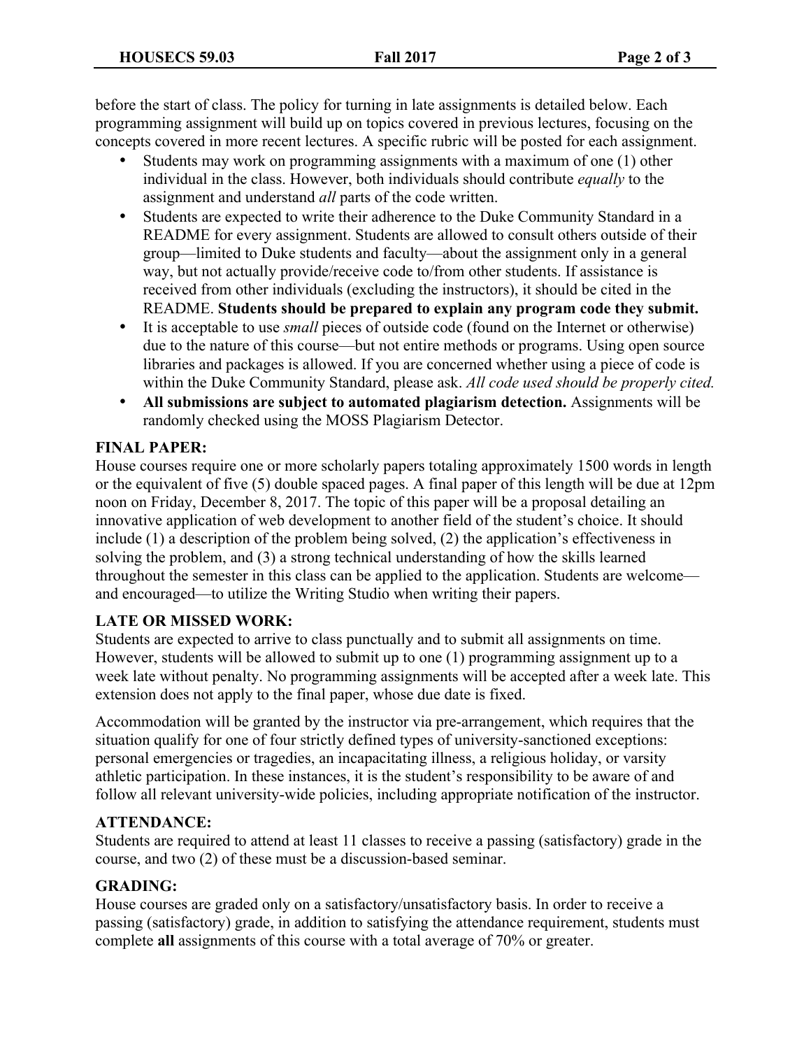before the start of class. The policy for turning in late assignments is detailed below. Each programming assignment will build up on topics covered in previous lectures, focusing on the concepts covered in more recent lectures. A specific rubric will be posted for each assignment.

- Students may work on programming assignments with a maximum of one (1) other individual in the class. However, both individuals should contribute *equally* to the assignment and understand *all* parts of the code written.
- Students are expected to write their adherence to the Duke Community Standard in a README for every assignment. Students are allowed to consult others outside of their group—limited to Duke students and faculty—about the assignment only in a general way, but not actually provide/receive code to/from other students. If assistance is received from other individuals (excluding the instructors), it should be cited in the README. **Students should be prepared to explain any program code they submit.**
- It is acceptable to use *small* pieces of outside code (found on the Internet or otherwise) due to the nature of this course—but not entire methods or programs. Using open source libraries and packages is allowed. If you are concerned whether using a piece of code is within the Duke Community Standard, please ask. *All code used should be properly cited.*
- **All submissions are subject to automated plagiarism detection.** Assignments will be randomly checked using the MOSS Plagiarism Detector.

**FINAL PAPER:**

House courses require one or more scholarly papers totaling approximately 1500 words in length or the equivalent of five (5) double spaced pages. A final paper of this length will be due at 12pm noon on Friday, December 8, 2017. The topic of this paper will be a proposal detailing an innovative application of web development to another field of the student's choice. It should include (1) a description of the problem being solved, (2) the application's effectiveness in solving the problem, and (3) a strong technical understanding of how the skills learned throughout the semester in this class can be applied to the application. Students are welcome—and encouraged—to utilize the Writing Studio when writing their papers.

**LATE OR MISSED WORK:**

Students are expected to arrive to class punctually and to submit all assignments on time. However, students will be allowed to submit up to one (1) programming assignment up to a week late without penalty. No programming assignments will be accepted after a week late. This extension does not apply to the final paper, whose due date is fixed.

Accommodation will be granted by the instructor via pre-arrangement, which requires that the situation qualify for one of four strictly defined types of university-sanctioned exceptions: personal emergencies or tragedies, an incapacitating illness, a religious holiday, or varsity athletic participation. In these instances, it is the student's responsibility to be aware of and follow all relevant university-wide policies, including appropriate notification of the instructor.

**ATTENDANCE:**

Students are required to attend at least 11 classes to receive a passing (satisfactory) grade in the course, and two (2) of these must be a discussion-based seminar.

**GRADING:**

House courses are graded only on a satisfactory/unsatisfactory basis. In order to receive a passing (satisfactory) grade, in addition to satisfying the attendance requirement, students must complete **all** assignments of this course with a total average of 70% or greater.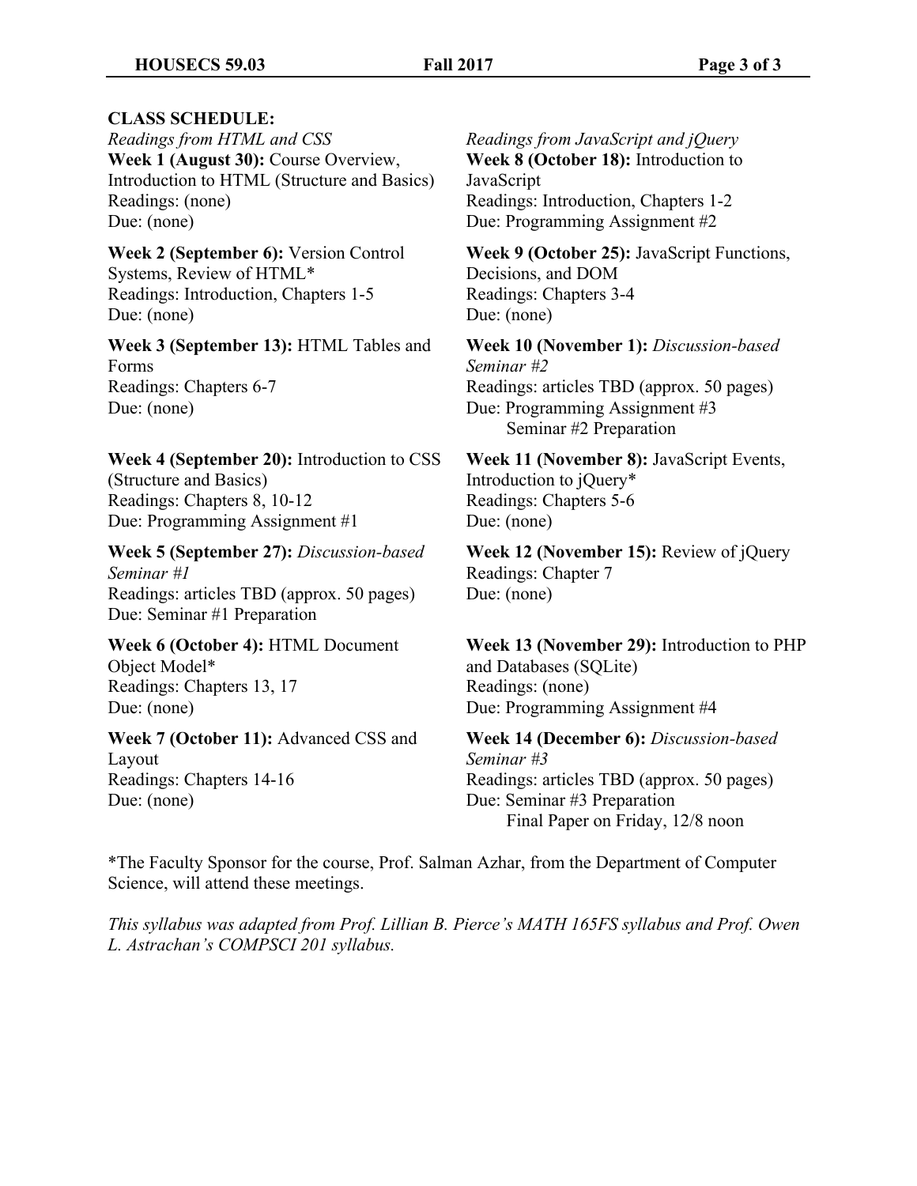**CLASS SCHEDULE:**

*Readings from HTML and CSS*

**Week 1 (August 30):** Course Overview, Introduction to HTML (Structure and Basics)
Readings: (none)
Due: (none)

**Week 2 (September 6):** Version Control Systems, Review of HTML*
Readings: Introduction, Chapters 1-5
Due: (none)

**Week 3 (September 13):** HTML Tables and Forms
Readings: Chapters 6-7
Due: (none)

**Week 4 (September 20):** Introduction to CSS (Structure and Basics)
Readings: Chapters 8, 10-12
Due: Programming Assignment #1

**Week 5 (September 27):** *Discussion-based Seminar #1*
Readings: articles TBD (approx. 50 pages)
Due: Seminar #1 Preparation

**Week 6 (October 4):** HTML Document Object Model*
Readings: Chapters 13, 17
Due: (none)

**Week 7 (October 11):** Advanced CSS and Layout
Readings: Chapters 14-16
Due: (none)

*Readings from JavaScript and jQuery*

**Week 8 (October 18):** Introduction to JavaScript
Readings: Introduction, Chapters 1-2
Due: Programming Assignment #2

**Week 9 (October 25):** JavaScript Functions, Decisions, and DOM
Readings: Chapters 3-4
Due: (none)

**Week 10 (November 1):** *Discussion-based Seminar #2*
Readings: articles TBD (approx. 50 pages)
Due: Programming Assignment #3
Seminar #2 Preparation

**Week 11 (November 8):** JavaScript Events, Introduction to jQuery*
Readings: Chapters 5-6
Due: (none)

**Week 12 (November 15):** Review of jQuery
Readings: Chapter 7
Due: (none)

**Week 13 (November 29):** Introduction to PHP and Databases (SQLite)
Readings: (none)
Due: Programming Assignment #4

**Week 14 (December 6):** *Discussion-based Seminar #3*
Readings: articles TBD (approx. 50 pages)
Due: Seminar #3 Preparation
Final Paper on Friday, 12/8 noon

*The Faculty Sponsor for the course, Prof. Salman Azhar, from the Department of Computer Science, will attend these meetings.

*This syllabus was adapted from Prof. Lillian B. Pierce's MATH 165FS syllabus and Prof. Owen L. Astrachan's COMPSCI 201 syllabus.*